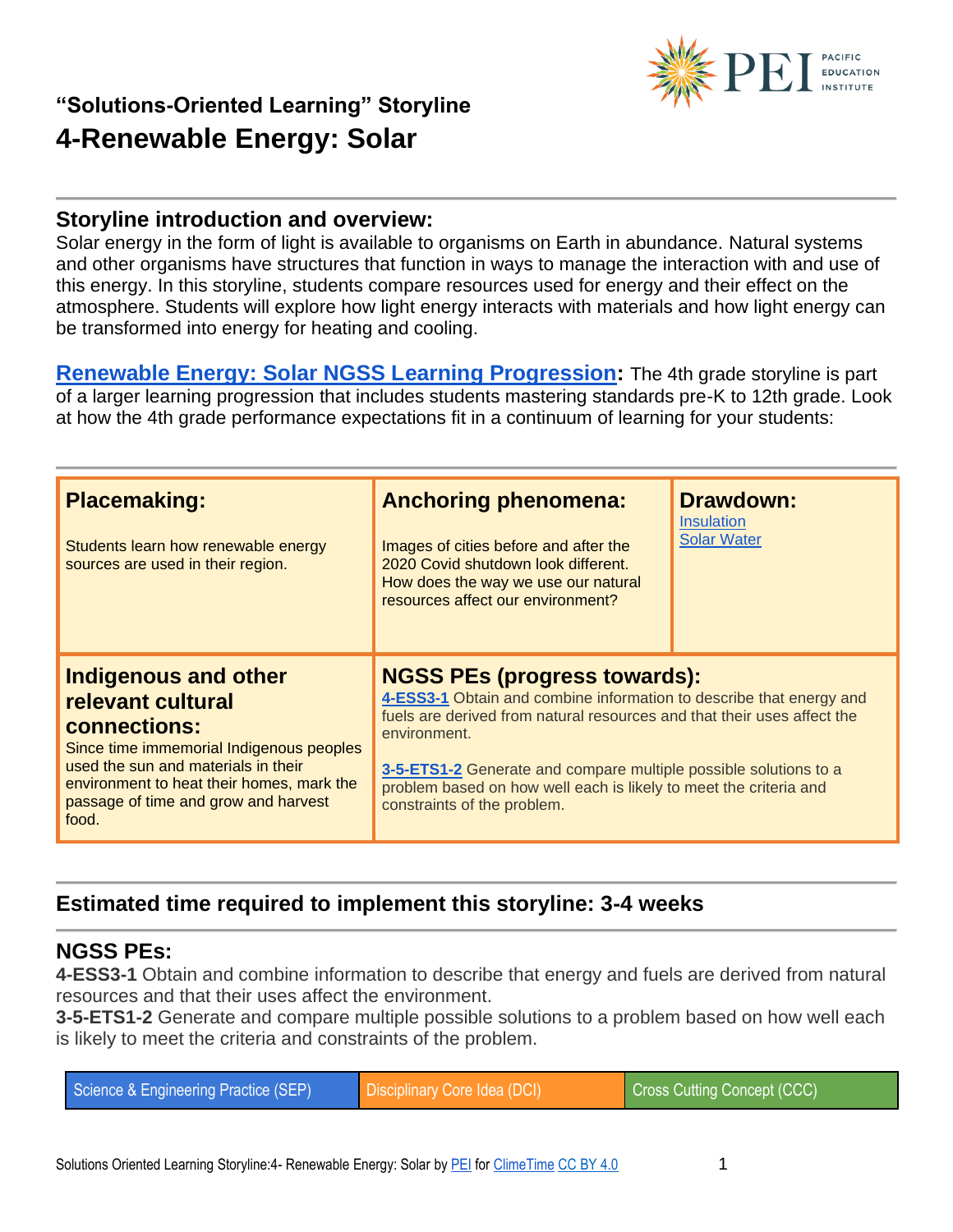## "Solutions-Oriented Learning" Storyline

# 4-Renewable Energy: Solar

## Storyline introduction and overview:

Solar energy in the form of light is available to organisms on Earth in abundance. Natural systems and other organisms have structures that function in ways to manage the interaction with and use of this energy. In this storyline, students compare resources used for energy and their effect on the atmosphere. Students will explore how light energy interacts with materials and how light energy can be transformed into energy for heating and cooling.

**Renewable Energy: Solar NGSS Learning Progression:** The 4th grade storyline is part of a larger learning progression that includes students mastering standards pre-K to 12th grade. Look at how the 4th grade performance expectations fit in a continuum of learning for your students:

| **Placemaking:** | **Anchoring phenomena:** | **Drawdown:** |
|---|---|---|
| Students learn how renewable energy sources are used in their region. | Images of cities before and after the 2020 Covid shutdown look different. How does the way we use our natural resources affect our environment? | Insulation<br>Solar Water |
| **Indigenous and other relevant cultural connections:**<br>Since time immemorial Indigenous peoples used the sun and materials in their environment to heat their homes, mark the passage of time and grow and harvest food. | **NGSS PEs (progress towards):**<br>**4-ESS3-1** Obtain and combine information to describe that energy and fuels are derived from natural resources and that their uses affect the environment.<br><br>**3-5-ETS1-2** Generate and compare multiple possible solutions to a problem based on how well each is likely to meet the criteria and constraints of the problem. | |

## Estimated time required to implement this storyline: 3-4 weeks

## NGSS PEs:

**4-ESS3-1** Obtain and combine information to describe that energy and fuels are derived from natural resources and that their uses affect the environment.
**3-5-ETS1-2** Generate and compare multiple possible solutions to a problem based on how well each is likely to meet the criteria and constraints of the problem.

| Science & Engineering Practice (SEP) | Disciplinary Core Idea (DCI) | Cross Cutting Concept (CCC) |
|---|---|---|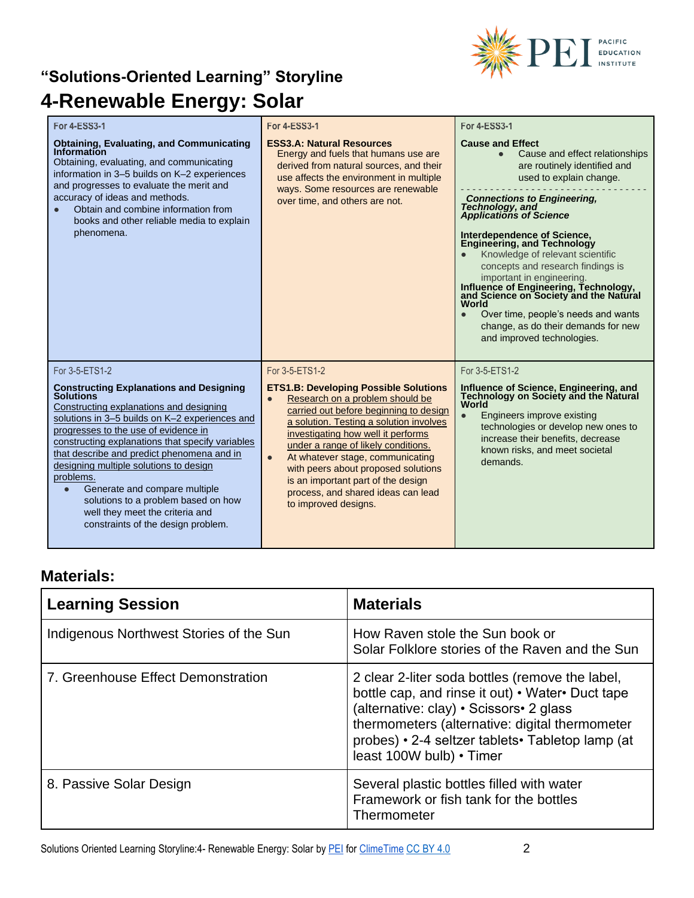## "Solutions-Oriented Learning" Storyline

# 4-Renewable Energy: Solar

| For 4-ESS3-1 | For 4-ESS3-1 | For 4-ESS3-1 |
|---|---|---|
| **Obtaining, Evaluating, and Communicating Information**<br>Obtaining, evaluating, and communicating information in 3–5 builds on K–2 experiences and progresses to evaluate the merit and accuracy of ideas and methods.<br>● Obtain and combine information from books and other reliable media to explain phenomena. | **ESS3.A: Natural Resources**<br>Energy and fuels that humans use are derived from natural sources, and their use affects the environment in multiple ways. Some resources are renewable over time, and others are not. | **Cause and Effect**<br>● Cause and effect relationships are routinely identified and used to explain change.<br>- - - - - - - - - - - - - - - - - - - - - -<br>***Connections to Engineering, Technology, and Applications of Science***<br>**Interdependence of Science, Engineering, and Technology**<br>● Knowledge of relevant scientific concepts and research findings is important in engineering.<br>**Influence of Engineering, Technology, and Science on Society and the Natural World**<br>● Over time, people's needs and wants change, as do their demands for new and improved technologies. |
| For 3-5-ETS1-2 | For 3-5-ETS1-2 | For 3-5-ETS1-2 |
| **Constructing Explanations and Designing Solutions**<br>Constructing explanations and designing solutions in 3–5 builds on K–2 experiences and progresses to the use of evidence in constructing explanations that specify variables that describe and predict phenomena and in designing multiple solutions to design problems.<br>● Generate and compare multiple solutions to a problem based on how well they meet the criteria and constraints of the design problem. | **ETS1.B: Developing Possible Solutions**<br>● Research on a problem should be carried out before beginning to design a solution. Testing a solution involves investigating how well it performs under a range of likely conditions.<br>● At whatever stage, communicating with peers about proposed solutions is an important part of the design process, and shared ideas can lead to improved designs. | **Influence of Science, Engineering, and Technology on Society and the Natural World**<br>● Engineers improve existing technologies or develop new ones to increase their benefits, decrease known risks, and meet societal demands. |

## Materials:

| Learning Session | Materials |
|---|---|
| Indigenous Northwest Stories of the Sun | How Raven stole the Sun book or<br>Solar Folklore stories of the Raven and the Sun |
| 7. Greenhouse Effect Demonstration | 2 clear 2-liter soda bottles (remove the label, bottle cap, and rinse it out) • Water• Duct tape (alternative: clay) • Scissors• 2 glass thermometers (alternative: digital thermometer probes) • 2-4 seltzer tablets• Tabletop lamp (at least 100W bulb) • Timer |
| 8. Passive Solar Design | Several plastic bottles filled with water<br>Framework or fish tank for the bottles<br>Thermometer |

Solutions Oriented Learning Storyline:4- Renewable Energy: Solar by PEI for ClimeTime CC BY 4.0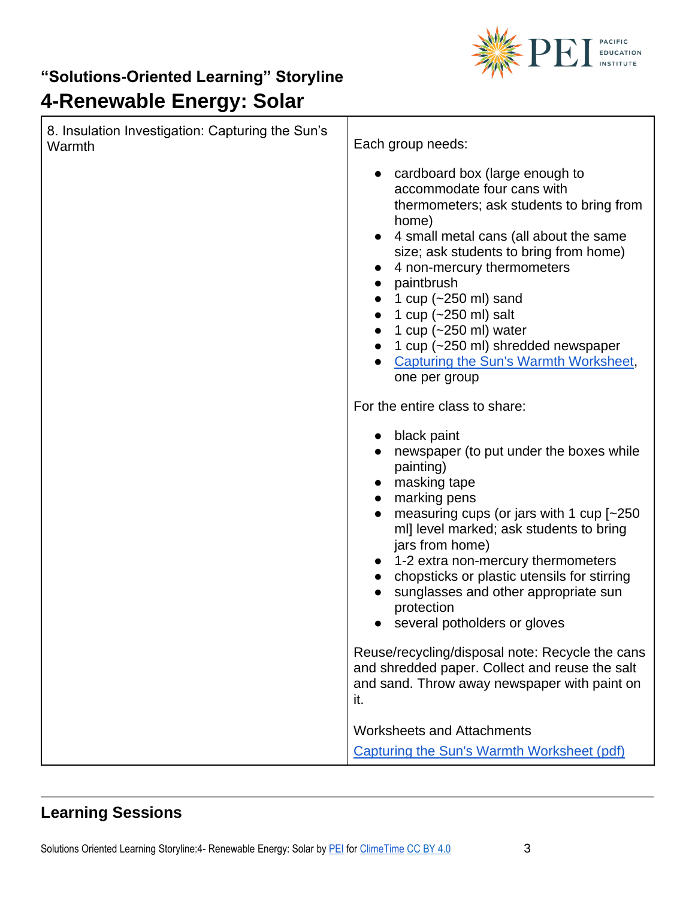| 8. Insulation Investigation: Capturing the Sun's Warmth | Each group needs:<br><br>● cardboard box (large enough to accommodate four cans with thermometers; ask students to bring from home)<br>● 4 small metal cans (all about the same size; ask students to bring from home)<br>● 4 non-mercury thermometers<br>● paintbrush<br>● 1 cup (~250 ml) sand<br>● 1 cup (~250 ml) salt<br>● 1 cup (~250 ml) water<br>● 1 cup (~250 ml) shredded newspaper<br>● Capturing the Sun's Warmth Worksheet, one per group<br><br>For the entire class to share:<br><br>● black paint<br>● newspaper (to put under the boxes while painting)<br>● masking tape<br>● marking pens<br>● measuring cups (or jars with 1 cup [~250 ml] level marked; ask students to bring jars from home)<br>● 1-2 extra non-mercury thermometers<br>● chopsticks or plastic utensils for stirring<br>● sunglasses and other appropriate sun protection<br>● several potholders or gloves<br><br>Reuse/recycling/disposal note: Recycle the cans and shredded paper. Collect and reuse the salt and sand. Throw away newspaper with paint on it.<br><br>Worksheets and Attachments<br><br>Capturing the Sun's Warmth Worksheet (pdf) |
| --- | --- |

## Learning Sessions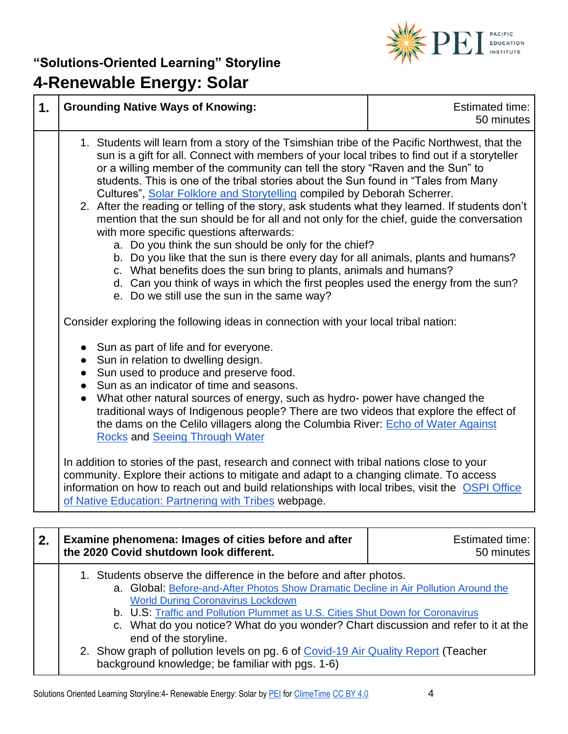## "Solutions-Oriented Learning" Storyline

# 4-Renewable Energy: Solar

| 1. | Grounding Native Ways of Knowing: | Estimated time: 50 minutes |
|---|---|---|

1. Students will learn from a story of the Tsimshian tribe of the Pacific Northwest, that the sun is a gift for all. Connect with members of your local tribes to find out if a storyteller or a willing member of the community can tell the story "Raven and the Sun" to students. This is one of the tribal stories about the Sun found in "Tales from Many Cultures", Solar Folklore and Storytelling compiled by Deborah Scherrer.
2. After the reading or telling of the story, ask students what they learned. If students don't mention that the sun should be for all and not only for the chief, guide the conversation with more specific questions afterwards:
   a. Do you think the sun should be only for the chief?
   b. Do you like that the sun is there every day for all animals, plants and humans?
   c. What benefits does the sun bring to plants, animals and humans?
   d. Can you think of ways in which the first peoples used the energy from the sun?
   e. Do we still use the sun in the same way?

Consider exploring the following ideas in connection with your local tribal nation:

- Sun as part of life and for everyone.
- Sun in relation to dwelling design.
- Sun used to produce and preserve food.
- Sun as an indicator of time and seasons.
- What other natural sources of energy, such as hydro- power have changed the traditional ways of Indigenous people? There are two videos that explore the effect of the dams on the Celilo villagers along the Columbia River: Echo of Water Against Rocks and Seeing Through Water

In addition to stories of the past, research and connect with tribal nations close to your community. Explore their actions to mitigate and adapt to a changing climate. To access information on how to reach out and build relationships with local tribes, visit the OSPI Office of Native Education: Partnering with Tribes webpage.

| 2. | Examine phenomena: Images of cities before and after the 2020 Covid shutdown look different. | Estimated time: 50 minutes |
|---|---|---|

1. Students observe the difference in the before and after photos.
   a. Global: Before-and-After Photos Show Dramatic Decline in Air Pollution Around the World During Coronavirus Lockdown
   b. U.S: Traffic and Pollution Plummet as U.S. Cities Shut Down for Coronavirus
   c. What do you notice? What do you wonder? Chart discussion and refer to it at the end of the storyline.
2. Show graph of pollution levels on pg. 6 of Covid-19 Air Quality Report (Teacher background knowledge; be familiar with pgs. 1-6)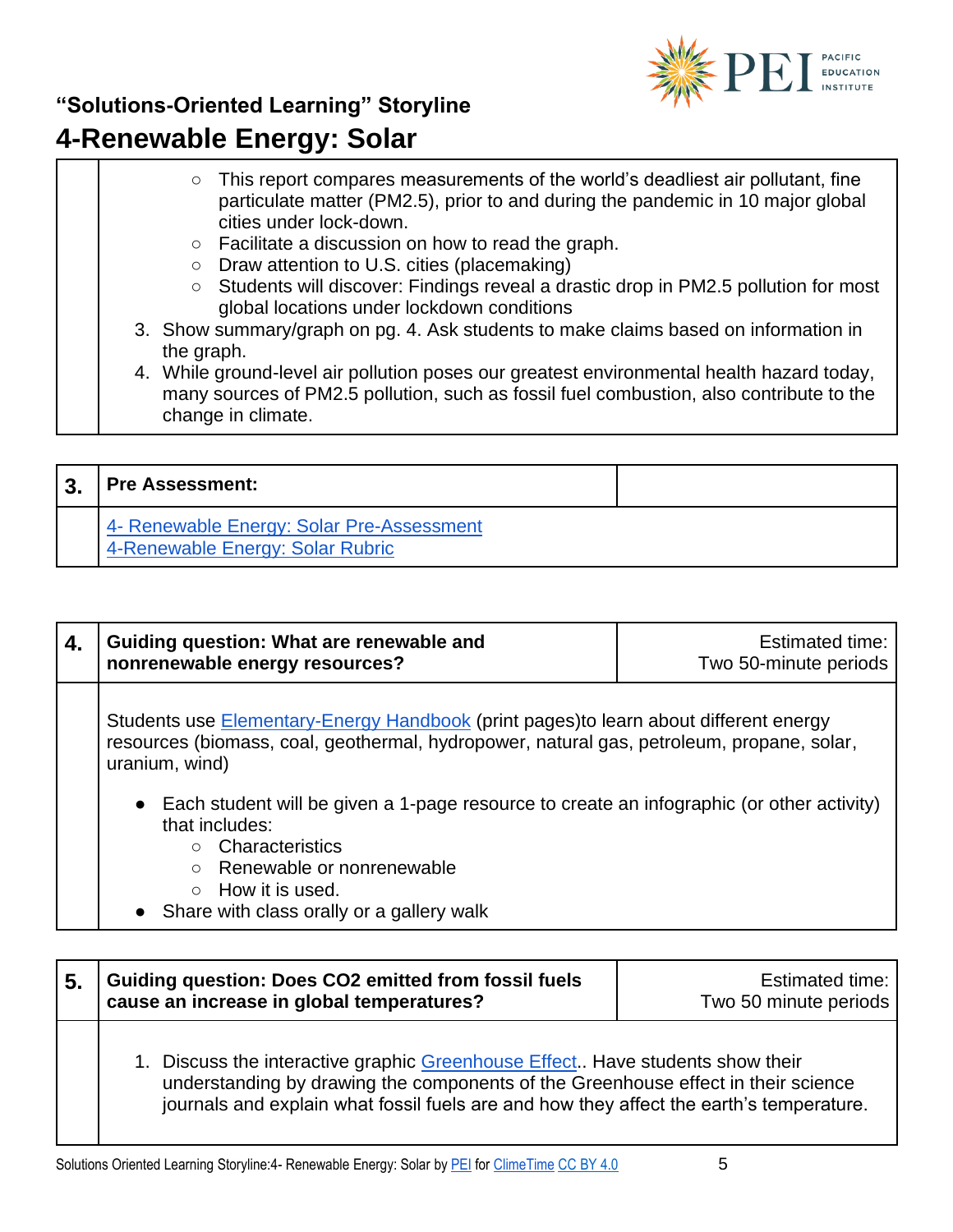## "Solutions-Oriented Learning" Storyline

# 4-Renewable Energy: Solar

- This report compares measurements of the world's deadliest air pollutant, fine particulate matter (PM2.5), prior to and during the pandemic in 10 major global cities under lock-down.
- Facilitate a discussion on how to read the graph.
- Draw attention to U.S. cities (placemaking)
- Students will discover: Findings reveal a drastic drop in PM2.5 pollution for most global locations under lockdown conditions

3. Show summary/graph on pg. 4. Ask students to make claims based on information in the graph.
4. While ground-level air pollution poses our greatest environmental health hazard today, many sources of PM2.5 pollution, such as fossil fuel combustion, also contribute to the change in climate.

| 3. | Pre Assessment: | |
|---|---|---|
| | 4- Renewable Energy: Solar Pre-Assessment<br>4-Renewable Energy: Solar Rubric | |

| 4. | Guiding question: What are renewable and nonrenewable energy resources? | Estimated time: Two 50-minute periods |
|---|---|---|

Students use Elementary-Energy Handbook (print pages)to learn about different energy resources (biomass, coal, geothermal, hydropower, natural gas, petroleum, propane, solar, uranium, wind)

- Each student will be given a 1-page resource to create an infographic (or other activity) that includes:
  - Characteristics
  - Renewable or nonrenewable
  - How it is used.
- Share with class orally or a gallery walk

| 5. | Guiding question: Does CO2 emitted from fossil fuels cause an increase in global temperatures? | Estimated time: Two 50 minute periods |
|---|---|---|

1. Discuss the interactive graphic Greenhouse Effect.. Have students show their understanding by drawing the components of the Greenhouse effect in their science journals and explain what fossil fuels are and how they affect the earth's temperature.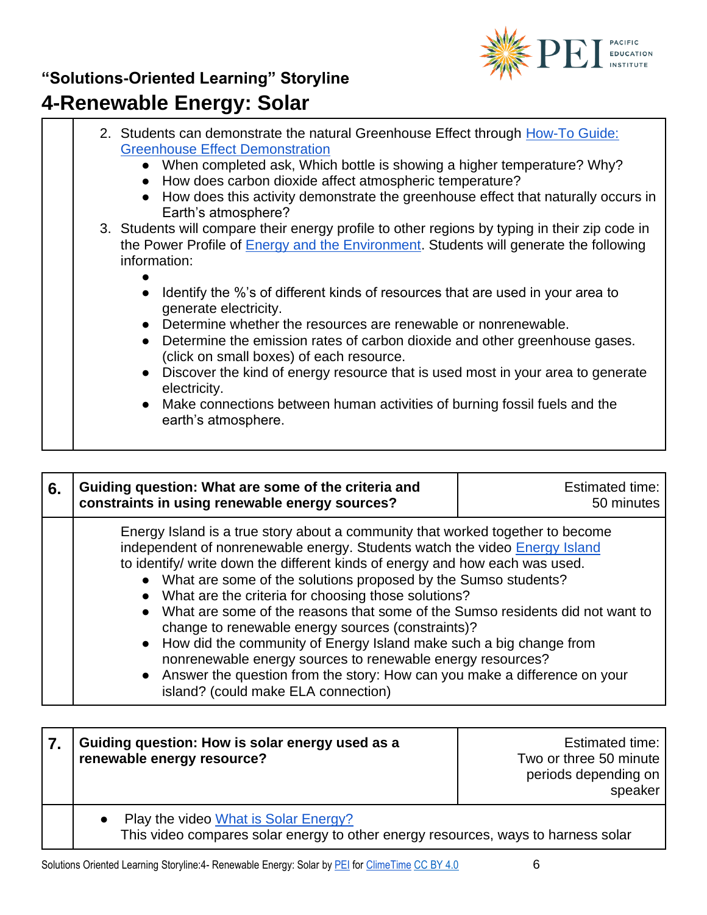2. Students can demonstrate the natural Greenhouse Effect through How-To Guide: Greenhouse Effect Demonstration
   - When completed ask, Which bottle is showing a higher temperature? Why?
   - How does carbon dioxide affect atmospheric temperature?
   - How does this activity demonstrate the greenhouse effect that naturally occurs in Earth's atmosphere?
3. Students will compare their energy profile to other regions by typing in their zip code in the Power Profile of Energy and the Environment. Students will generate the following information:
   - 
   - Identify the %'s of different kinds of resources that are used in your area to generate electricity.
   - Determine whether the resources are renewable or nonrenewable.
   - Determine the emission rates of carbon dioxide and other greenhouse gases. (click on small boxes) of each resource.
   - Discover the kind of energy resource that is used most in your area to generate electricity.
   - Make connections between human activities of burning fossil fuels and the earth's atmosphere.

| 6. | **Guiding question: What are some of the criteria and constraints in using renewable energy sources?** | Estimated time: 50 minutes |
|---|---|---|
| | Energy Island is a true story about a community that worked together to become independent of nonrenewable energy. Students watch the video Energy Island to identify/ write down the different kinds of energy and how each was used.<br>• What are some of the solutions proposed by the Sumso students?<br>• What are the criteria for choosing those solutions?<br>• What are some of the reasons that some of the Sumso residents did not want to change to renewable energy sources (constraints)?<br>• How did the community of Energy Island make such a big change from nonrenewable energy sources to renewable energy resources?<br>• Answer the question from the story: How can you make a difference on your island? (could make ELA connection) | |

| 7. | **Guiding question: How is solar energy used as a renewable energy resource?** | Estimated time: Two or three 50 minute periods depending on speaker |
|---|---|---|
| | • Play the video What is Solar Energy?<br>This video compares solar energy to other energy resources, ways to harness solar | |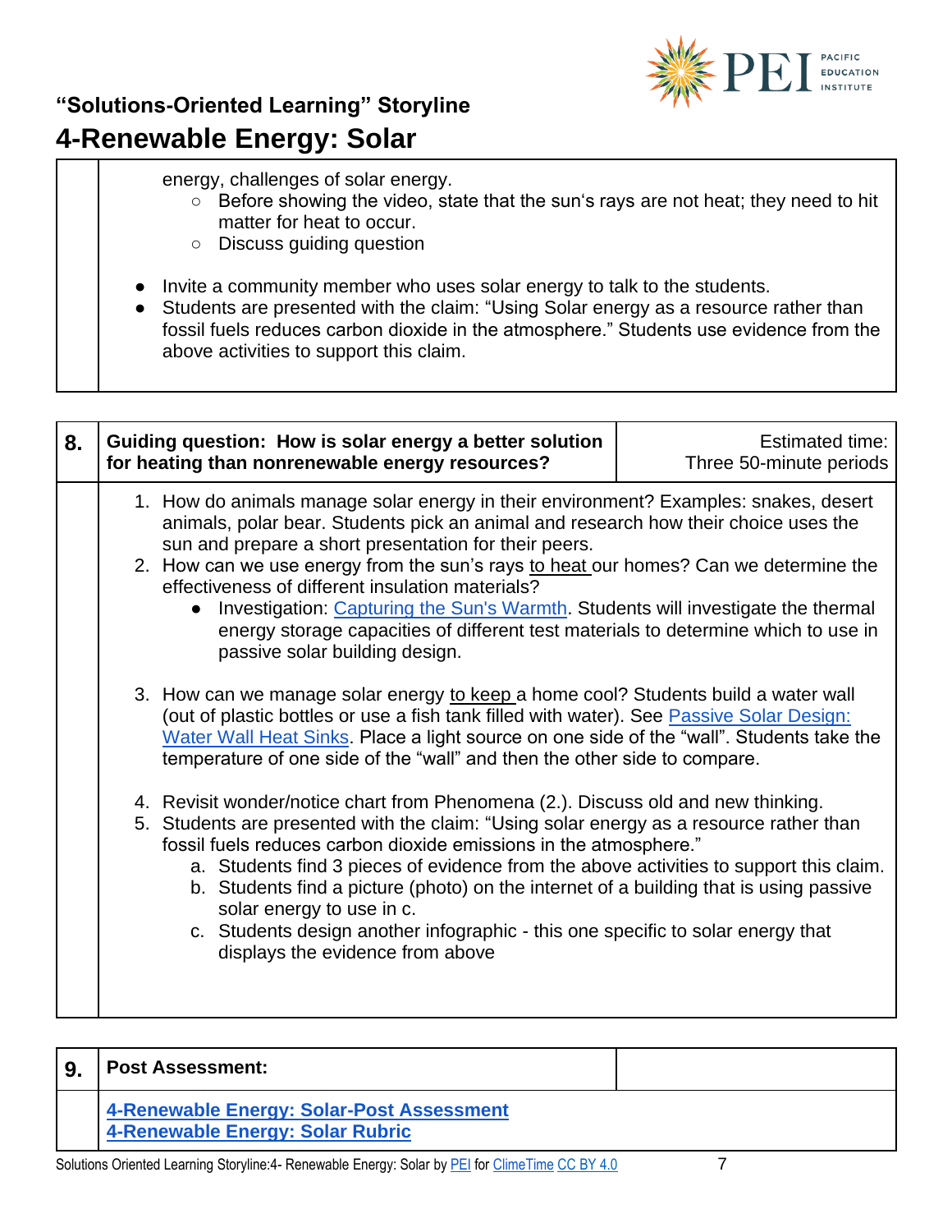| | energy, challenges of solar energy.<br>◦ Before showing the video, state that the sun's rays are not heat; they need to hit matter for heat to occur.<br>◦ Discuss guiding question<br><br>• Invite a community member who uses solar energy to talk to the students.<br>• Students are presented with the claim: "Using Solar energy as a resource rather than fossil fuels reduces carbon dioxide in the atmosphere." Students use evidence from the above activities to support this claim. |
|---|---|

| 8. | **Guiding question: How is solar energy a better solution for heating than nonrenewable energy resources?** | Estimated time: Three 50-minute periods |
|---|---|---|
| | 1. How do animals manage solar energy in their environment? Examples: snakes, desert animals, polar bear. Students pick an animal and research how their choice uses the sun and prepare a short presentation for their peers.<br>2. How can we use energy from the sun's rays to heat our homes? Can we determine the effectiveness of different insulation materials?<br>• Investigation: Capturing the Sun's Warmth. Students will investigate the thermal energy storage capacities of different test materials to determine which to use in passive solar building design.<br><br>3. How can we manage solar energy to keep a home cool? Students build a water wall (out of plastic bottles or use a fish tank filled with water). See Passive Solar Design: Water Wall Heat Sinks. Place a light source on one side of the "wall". Students take the temperature of one side of the "wall" and then the other side to compare.<br><br>4. Revisit wonder/notice chart from Phenomena (2.). Discuss old and new thinking.<br>5. Students are presented with the claim: "Using solar energy as a resource rather than fossil fuels reduces carbon dioxide emissions in the atmosphere."<br>a. Students find 3 pieces of evidence from the above activities to support this claim.<br>b. Students find a picture (photo) on the internet of a building that is using passive solar energy to use in c.<br>c. Students design another infographic - this one specific to solar energy that displays the evidence from above | |

| 9. | **Post Assessment:** | |
|---|---|---|
| | **4-Renewable Energy: Solar-Post Assessment**<br>**4-Renewable Energy: Solar Rubric** | |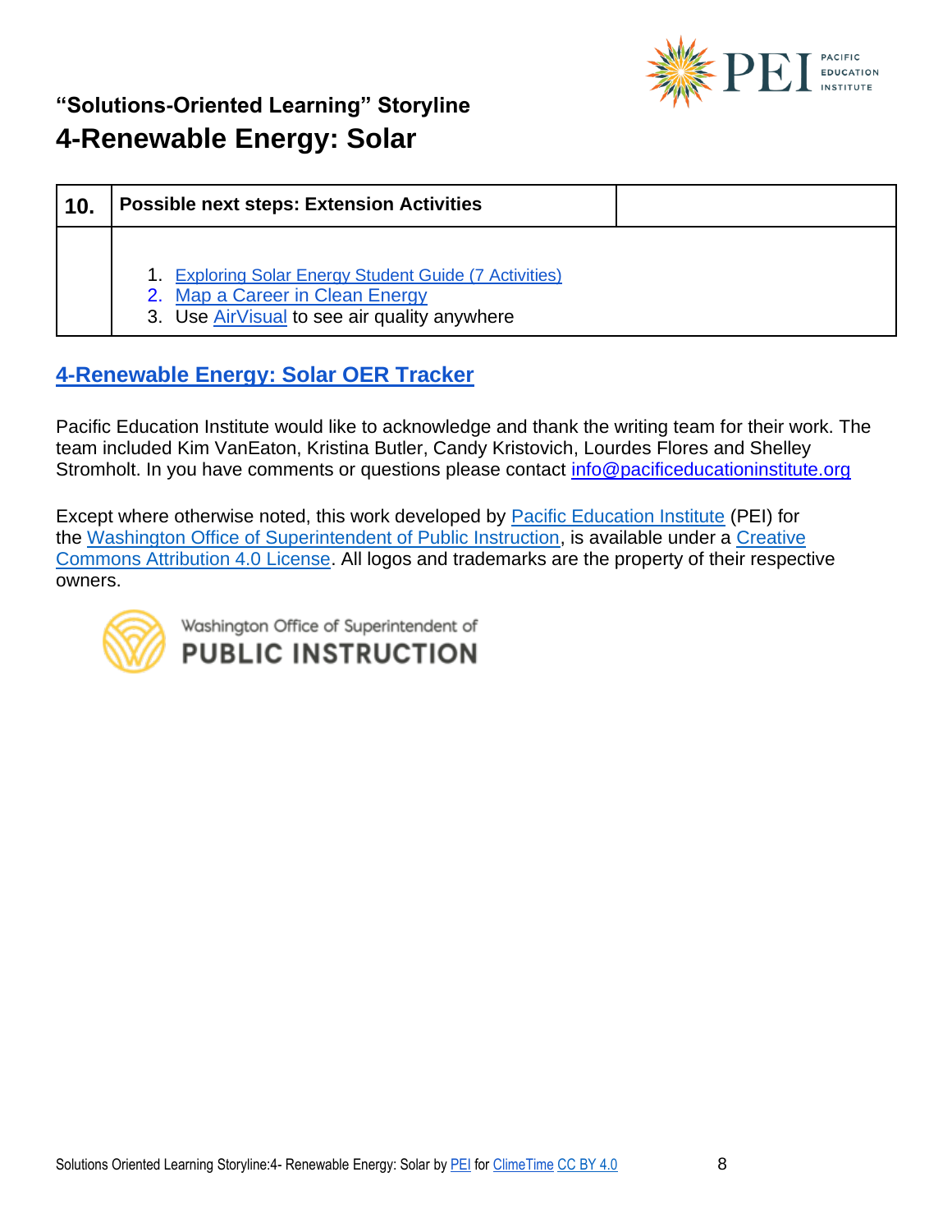## "Solutions-Oriented Learning" Storyline

# 4-Renewable Energy: Solar

| 10. | Possible next steps: Extension Activities | |
|---|---|---|
| | 1. Exploring Solar Energy Student Guide (7 Activities)<br>2. Map a Career in Clean Energy<br>3. Use AirVisual to see air quality anywhere | |

## 4-Renewable Energy: Solar OER Tracker

Pacific Education Institute would like to acknowledge and thank the writing team for their work. The team included Kim VanEaton, Kristina Butler, Candy Kristovich, Lourdes Flores and Shelley Stromholt. In you have comments or questions please contact info@pacificeducationinstitute.org

Except where otherwise noted, this work developed by Pacific Education Institute (PEI) for the Washington Office of Superintendent of Public Instruction, is available under a Creative Commons Attribution 4.0 License. All logos and trademarks are the property of their respective owners.

Washington Office of Superintendent of
PUBLIC INSTRUCTION